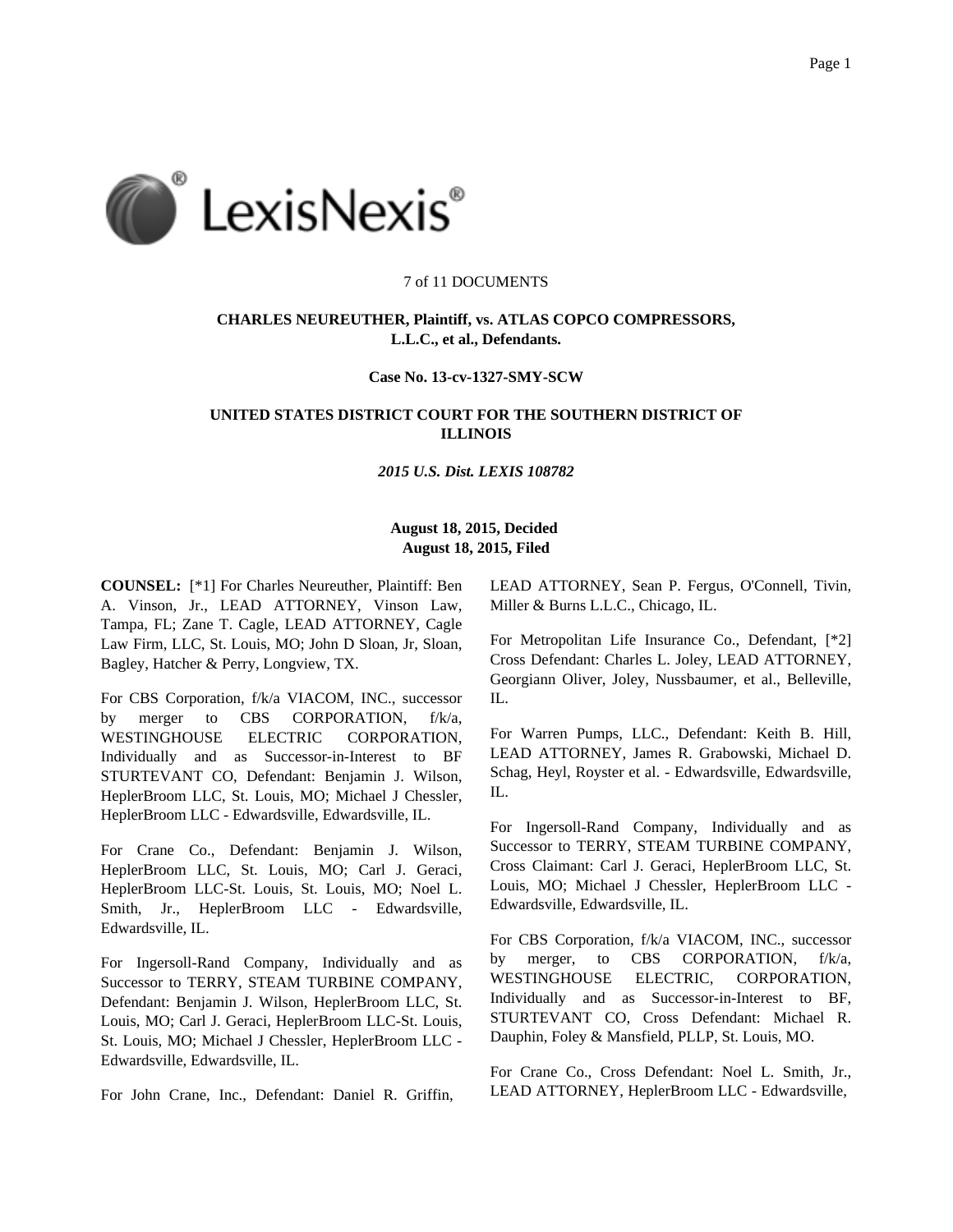7 of 11 DOCUMENTS

**CHARLES NEUREUTHER, Plaintiff, vs. ATLAS COPCO COMPRESSORS, L.L.C., et al., Defendants.**

**Case No. 13-cv-1327-SMY-SCW**

**UNITED STATES DISTRICT COURT FOR THE SOUTHERN DISTRICT OF ILLINOIS**

***2015 U.S. Dist. LEXIS 108782***

**August 18, 2015, Decided**
**August 18, 2015, Filed**

**COUNSEL:** [*1] For Charles Neureuther, Plaintiff: Ben A. Vinson, Jr., LEAD ATTORNEY, Vinson Law, Tampa, FL; Zane T. Cagle, LEAD ATTORNEY, Cagle Law Firm, LLC, St. Louis, MO; John D Sloan, Jr, Sloan, Bagley, Hatcher & Perry, Longview, TX.

For CBS Corporation, f/k/a VIACOM, INC., successor by merger to CBS CORPORATION, f/k/a, WESTINGHOUSE ELECTRIC CORPORATION, Individually and as Successor-in-Interest to BF STURTEVANT CO, Defendant: Benjamin J. Wilson, HeplerBroom LLC, St. Louis, MO; Michael J Chessler, HeplerBroom LLC - Edwardsville, Edwardsville, IL.

For Crane Co., Defendant: Benjamin J. Wilson, HeplerBroom LLC, St. Louis, MO; Carl J. Geraci, HeplerBroom LLC-St. Louis, St. Louis, MO; Noel L. Smith, Jr., HeplerBroom LLC - Edwardsville, Edwardsville, IL.

For Ingersoll-Rand Company, Individually and as Successor to TERRY, STEAM TURBINE COMPANY, Defendant: Benjamin J. Wilson, HeplerBroom LLC, St. Louis, MO; Carl J. Geraci, HeplerBroom LLC-St. Louis, St. Louis, MO; Michael J Chessler, HeplerBroom LLC - Edwardsville, Edwardsville, IL.

For John Crane, Inc., Defendant: Daniel R. Griffin, LEAD ATTORNEY, Sean P. Fergus, O'Connell, Tivin, Miller & Burns L.L.C., Chicago, IL.

For Metropolitan Life Insurance Co., Defendant, [*2] Cross Defendant: Charles L. Joley, LEAD ATTORNEY, Georgiann Oliver, Joley, Nussbaumer, et al., Belleville, IL.

For Warren Pumps, LLC., Defendant: Keith B. Hill, LEAD ATTORNEY, James R. Grabowski, Michael D. Schag, Heyl, Royster et al. - Edwardsville, Edwardsville, IL.

For Ingersoll-Rand Company, Individually and as Successor to TERRY, STEAM TURBINE COMPANY, Cross Claimant: Carl J. Geraci, HeplerBroom LLC, St. Louis, MO; Michael J Chessler, HeplerBroom LLC - Edwardsville, Edwardsville, IL.

For CBS Corporation, f/k/a VIACOM, INC., successor by merger, to CBS CORPORATION, f/k/a, WESTINGHOUSE ELECTRIC, CORPORATION, Individually and as Successor-in-Interest to BF, STURTEVANT CO, Cross Defendant: Michael R. Dauphin, Foley & Mansfield, PLLP, St. Louis, MO.

For Crane Co., Cross Defendant: Noel L. Smith, Jr., LEAD ATTORNEY, HeplerBroom LLC - Edwardsville,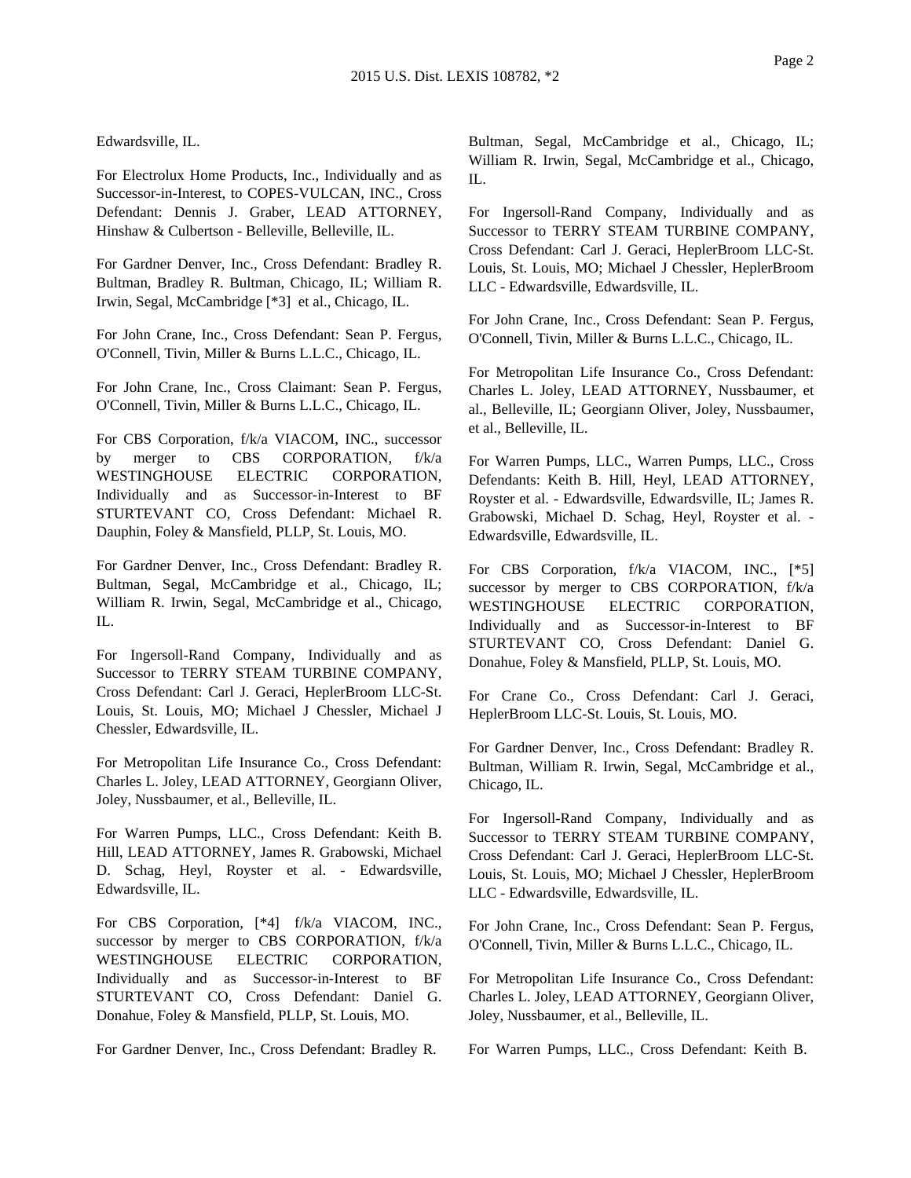Edwardsville, IL.

For Electrolux Home Products, Inc., Individually and as Successor-in-Interest, to COPES-VULCAN, INC., Cross Defendant: Dennis J. Graber, LEAD ATTORNEY, Hinshaw & Culbertson - Belleville, Belleville, IL.

For Gardner Denver, Inc., Cross Defendant: Bradley R. Bultman, Bradley R. Bultman, Chicago, IL; William R. Irwin, Segal, McCambridge [*3] et al., Chicago, IL.

For John Crane, Inc., Cross Defendant: Sean P. Fergus, O'Connell, Tivin, Miller & Burns L.L.C., Chicago, IL.

For John Crane, Inc., Cross Claimant: Sean P. Fergus, O'Connell, Tivin, Miller & Burns L.L.C., Chicago, IL.

For CBS Corporation, f/k/a VIACOM, INC., successor by merger to CBS CORPORATION, f/k/a WESTINGHOUSE ELECTRIC CORPORATION, Individually and as Successor-in-Interest to BF STURTEVANT CO, Cross Defendant: Michael R. Dauphin, Foley & Mansfield, PLLP, St. Louis, MO.

For Gardner Denver, Inc., Cross Defendant: Bradley R. Bultman, Segal, McCambridge et al., Chicago, IL; William R. Irwin, Segal, McCambridge et al., Chicago, IL.

For Ingersoll-Rand Company, Individually and as Successor to TERRY STEAM TURBINE COMPANY, Cross Defendant: Carl J. Geraci, HeplerBroom LLC-St. Louis, St. Louis, MO; Michael J Chessler, Michael J Chessler, Edwardsville, IL.

For Metropolitan Life Insurance Co., Cross Defendant: Charles L. Joley, LEAD ATTORNEY, Georgiann Oliver, Joley, Nussbaumer, et al., Belleville, IL.

For Warren Pumps, LLC., Cross Defendant: Keith B. Hill, LEAD ATTORNEY, James R. Grabowski, Michael D. Schag, Heyl, Royster et al. - Edwardsville, Edwardsville, IL.

For CBS Corporation, [*4] f/k/a VIACOM, INC., successor by merger to CBS CORPORATION, f/k/a WESTINGHOUSE ELECTRIC CORPORATION, Individually and as Successor-in-Interest to BF STURTEVANT CO, Cross Defendant: Daniel G. Donahue, Foley & Mansfield, PLLP, St. Louis, MO.

For Gardner Denver, Inc., Cross Defendant: Bradley R. Bultman, Segal, McCambridge et al., Chicago, IL; William R. Irwin, Segal, McCambridge et al., Chicago, IL.

For Ingersoll-Rand Company, Individually and as Successor to TERRY STEAM TURBINE COMPANY, Cross Defendant: Carl J. Geraci, HeplerBroom LLC-St. Louis, St. Louis, MO; Michael J Chessler, HeplerBroom LLC - Edwardsville, Edwardsville, IL.

For John Crane, Inc., Cross Defendant: Sean P. Fergus, O'Connell, Tivin, Miller & Burns L.L.C., Chicago, IL.

For Metropolitan Life Insurance Co., Cross Defendant: Charles L. Joley, LEAD ATTORNEY, Nussbaumer, et al., Belleville, IL; Georgiann Oliver, Joley, Nussbaumer, et al., Belleville, IL.

For Warren Pumps, LLC., Warren Pumps, LLC., Cross Defendants: Keith B. Hill, Heyl, LEAD ATTORNEY, Royster et al. - Edwardsville, Edwardsville, IL; James R. Grabowski, Michael D. Schag, Heyl, Royster et al. - Edwardsville, Edwardsville, IL.

For CBS Corporation, f/k/a VIACOM, INC., [*5] successor by merger to CBS CORPORATION, f/k/a WESTINGHOUSE ELECTRIC CORPORATION, Individually and as Successor-in-Interest to BF STURTEVANT CO, Cross Defendant: Daniel G. Donahue, Foley & Mansfield, PLLP, St. Louis, MO.

For Crane Co., Cross Defendant: Carl J. Geraci, HeplerBroom LLC-St. Louis, St. Louis, MO.

For Gardner Denver, Inc., Cross Defendant: Bradley R. Bultman, William R. Irwin, Segal, McCambridge et al., Chicago, IL.

For Ingersoll-Rand Company, Individually and as Successor to TERRY STEAM TURBINE COMPANY, Cross Defendant: Carl J. Geraci, HeplerBroom LLC-St. Louis, St. Louis, MO; Michael J Chessler, HeplerBroom LLC - Edwardsville, Edwardsville, IL.

For John Crane, Inc., Cross Defendant: Sean P. Fergus, O'Connell, Tivin, Miller & Burns L.L.C., Chicago, IL.

For Metropolitan Life Insurance Co., Cross Defendant: Charles L. Joley, LEAD ATTORNEY, Georgiann Oliver, Joley, Nussbaumer, et al., Belleville, IL.

For Warren Pumps, LLC., Cross Defendant: Keith B.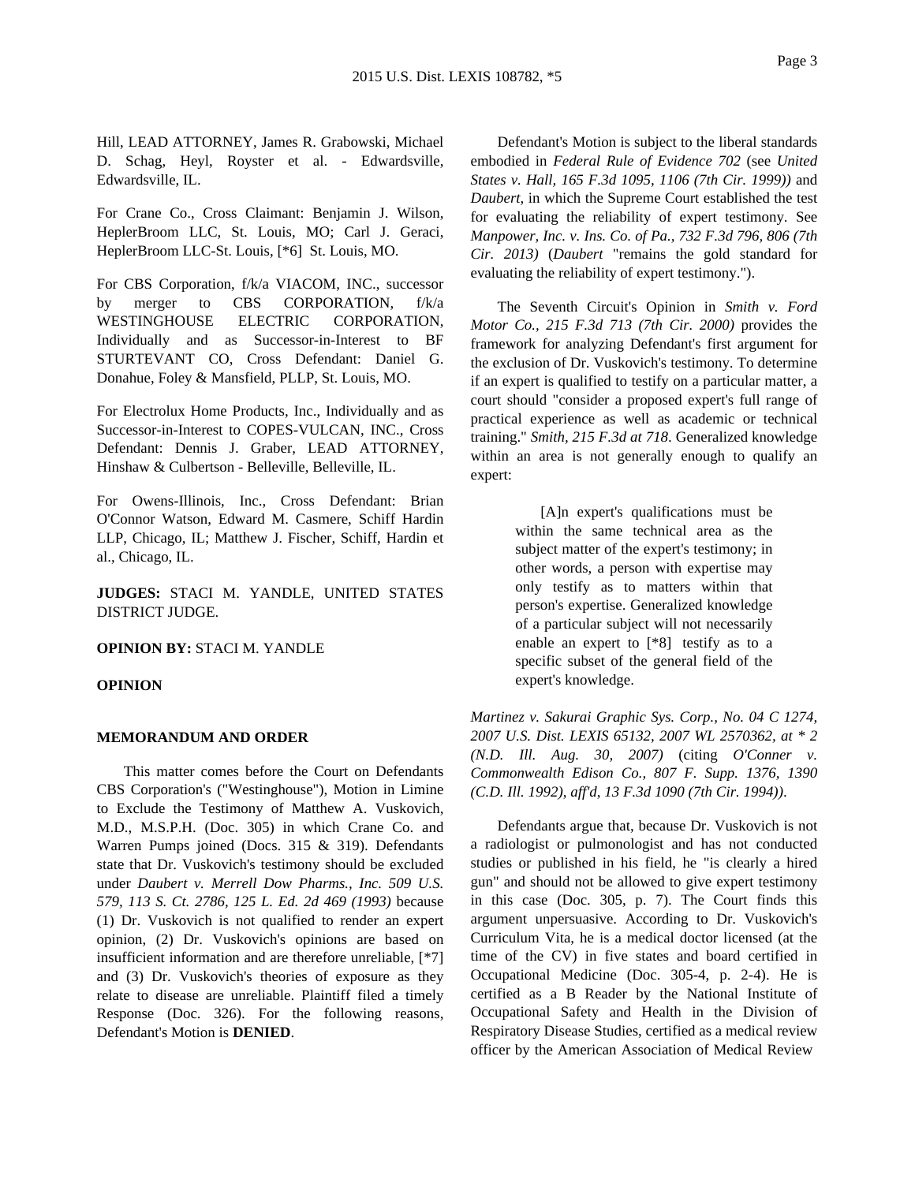Hill, LEAD ATTORNEY, James R. Grabowski, Michael D. Schag, Heyl, Royster et al. - Edwardsville, Edwardsville, IL.

For Crane Co., Cross Claimant: Benjamin J. Wilson, HeplerBroom LLC, St. Louis, MO; Carl J. Geraci, HeplerBroom LLC-St. Louis, [*6] St. Louis, MO.

For CBS Corporation, f/k/a VIACOM, INC., successor by merger to CBS CORPORATION, f/k/a WESTINGHOUSE ELECTRIC CORPORATION, Individually and as Successor-in-Interest to BF STURTEVANT CO, Cross Defendant: Daniel G. Donahue, Foley & Mansfield, PLLP, St. Louis, MO.

For Electrolux Home Products, Inc., Individually and as Successor-in-Interest to COPES-VULCAN, INC., Cross Defendant: Dennis J. Graber, LEAD ATTORNEY, Hinshaw & Culbertson - Belleville, Belleville, IL.

For Owens-Illinois, Inc., Cross Defendant: Brian O'Connor Watson, Edward M. Casmere, Schiff Hardin LLP, Chicago, IL; Matthew J. Fischer, Schiff, Hardin et al., Chicago, IL.

**JUDGES:** STACI M. YANDLE, UNITED STATES DISTRICT JUDGE.

**OPINION BY:** STACI M. YANDLE

**OPINION**

**MEMORANDUM AND ORDER**

This matter comes before the Court on Defendants CBS Corporation's ("Westinghouse"), Motion in Limine to Exclude the Testimony of Matthew A. Vuskovich, M.D., M.S.P.H. (Doc. 305) in which Crane Co. and Warren Pumps joined (Docs. 315 & 319). Defendants state that Dr. Vuskovich's testimony should be excluded under *Daubert v. Merrell Dow Pharms., Inc. 509 U.S. 579, 113 S. Ct. 2786, 125 L. Ed. 2d 469 (1993)* because (1) Dr. Vuskovich is not qualified to render an expert opinion, (2) Dr. Vuskovich's opinions are based on insufficient information and are therefore unreliable, [*7] and (3) Dr. Vuskovich's theories of exposure as they relate to disease are unreliable. Plaintiff filed a timely Response (Doc. 326). For the following reasons, Defendant's Motion is **DENIED**.

Defendant's Motion is subject to the liberal standards embodied in *Federal Rule of Evidence 702* (see *United States v. Hall, 165 F.3d 1095, 1106 (7th Cir. 1999))* and *Daubert*, in which the Supreme Court established the test for evaluating the reliability of expert testimony. See *Manpower, Inc. v. Ins. Co. of Pa., 732 F.3d 796, 806 (7th Cir. 2013)* (*Daubert* "remains the gold standard for evaluating the reliability of expert testimony.").

The Seventh Circuit's Opinion in *Smith v. Ford Motor Co., 215 F.3d 713 (7th Cir. 2000)* provides the framework for analyzing Defendant's first argument for the exclusion of Dr. Vuskovich's testimony. To determine if an expert is qualified to testify on a particular matter, a court should "consider a proposed expert's full range of practical experience as well as academic or technical training." *Smith, 215 F.3d at 718*. Generalized knowledge within an area is not generally enough to qualify an expert:

> [A]n expert's qualifications must be within the same technical area as the subject matter of the expert's testimony; in other words, a person with expertise may only testify as to matters within that person's expertise. Generalized knowledge of a particular subject will not necessarily enable an expert to [*8] testify as to a specific subset of the general field of the expert's knowledge.

*Martinez v. Sakurai Graphic Sys. Corp., No. 04 C 1274, 2007 U.S. Dist. LEXIS 65132, 2007 WL 2570362, at * 2 (N.D. Ill. Aug. 30, 2007)* (citing *O'Conner v. Commonwealth Edison Co., 807 F. Supp. 1376, 1390 (C.D. Ill. 1992), aff'd, 13 F.3d 1090 (7th Cir. 1994))*.

Defendants argue that, because Dr. Vuskovich is not a radiologist or pulmonologist and has not conducted studies or published in his field, he "is clearly a hired gun" and should not be allowed to give expert testimony in this case (Doc. 305, p. 7). The Court finds this argument unpersuasive. According to Dr. Vuskovich's Curriculum Vita, he is a medical doctor licensed (at the time of the CV) in five states and board certified in Occupational Medicine (Doc. 305-4, p. 2-4). He is certified as a B Reader by the National Institute of Occupational Safety and Health in the Division of Respiratory Disease Studies, certified as a medical review officer by the American Association of Medical Review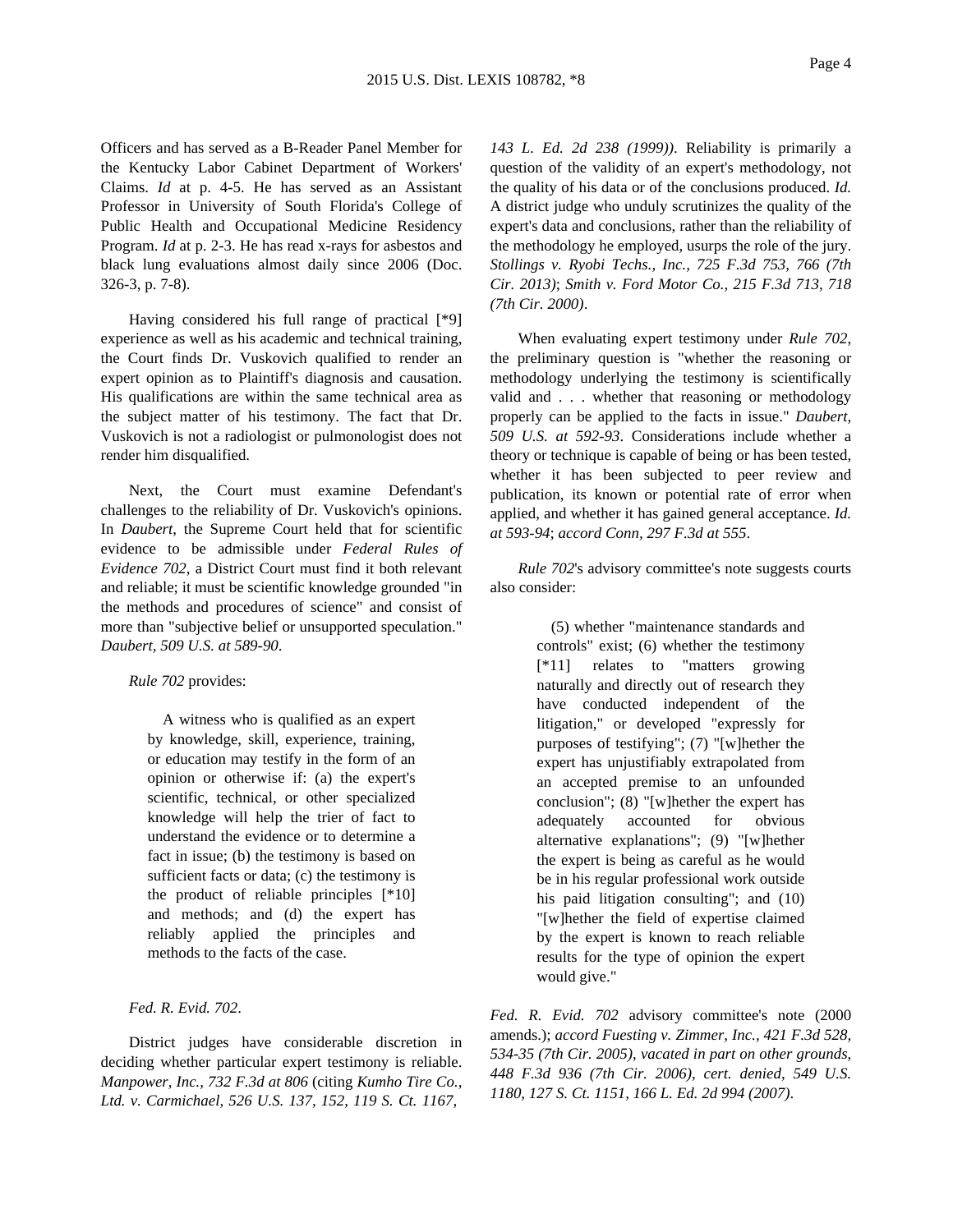Officers and has served as a B-Reader Panel Member for the Kentucky Labor Cabinet Department of Workers' Claims. *Id* at p. 4-5. He has served as an Assistant Professor in University of South Florida's College of Public Health and Occupational Medicine Residency Program. *Id* at p. 2-3. He has read x-rays for asbestos and black lung evaluations almost daily since 2006 (Doc. 326-3, p. 7-8).

Having considered his full range of practical [*9] experience as well as his academic and technical training, the Court finds Dr. Vuskovich qualified to render an expert opinion as to Plaintiff's diagnosis and causation. His qualifications are within the same technical area as the subject matter of his testimony. The fact that Dr. Vuskovich is not a radiologist or pulmonologist does not render him disqualified.

Next, the Court must examine Defendant's challenges to the reliability of Dr. Vuskovich's opinions. In *Daubert*, the Supreme Court held that for scientific evidence to be admissible under *Federal Rules of Evidence 702*, a District Court must find it both relevant and reliable; it must be scientific knowledge grounded "in the methods and procedures of science" and consist of more than "subjective belief or unsupported speculation." *Daubert, 509 U.S. at 589-90*.

*Rule 702* provides:

> A witness who is qualified as an expert by knowledge, skill, experience, training, or education may testify in the form of an opinion or otherwise if: (a) the expert's scientific, technical, or other specialized knowledge will help the trier of fact to understand the evidence or to determine a fact in issue; (b) the testimony is based on sufficient facts or data; (c) the testimony is the product of reliable principles [*10] and methods; and (d) the expert has reliably applied the principles and methods to the facts of the case.

*Fed. R. Evid. 702*.

District judges have considerable discretion in deciding whether particular expert testimony is reliable. *Manpower, Inc., 732 F.3d at 806* (citing *Kumho Tire Co., Ltd. v. Carmichael, 526 U.S. 137, 152, 119 S. Ct. 1167, 143 L. Ed. 2d 238 (1999))*. Reliability is primarily a question of the validity of an expert's methodology, not the quality of his data or of the conclusions produced. *Id.* A district judge who unduly scrutinizes the quality of the expert's data and conclusions, rather than the reliability of the methodology he employed, usurps the role of the jury. *Stollings v. Ryobi Techs., Inc., 725 F.3d 753, 766 (7th Cir. 2013)*; *Smith v. Ford Motor Co., 215 F.3d 713, 718 (7th Cir. 2000)*.

When evaluating expert testimony under *Rule 702*, the preliminary question is "whether the reasoning or methodology underlying the testimony is scientifically valid and . . . whether that reasoning or methodology properly can be applied to the facts in issue." *Daubert, 509 U.S. at 592-93*. Considerations include whether a theory or technique is capable of being or has been tested, whether it has been subjected to peer review and publication, its known or potential rate of error when applied, and whether it has gained general acceptance. *Id. at 593-94*; *accord Conn, 297 F.3d at 555*.

*Rule 702*'s advisory committee's note suggests courts also consider:

> (5) whether "maintenance standards and controls" exist; (6) whether the testimony [*11] relates to "matters growing naturally and directly out of research they have conducted independent of the litigation," or developed "expressly for purposes of testifying"; (7) "[w]hether the expert has unjustifiably extrapolated from an accepted premise to an unfounded conclusion"; (8) "[w]hether the expert has adequately accounted for obvious alternative explanations"; (9) "[w]hether the expert is being as careful as he would be in his regular professional work outside his paid litigation consulting"; and (10) "[w]hether the field of expertise claimed by the expert is known to reach reliable results for the type of opinion the expert would give."

*Fed. R. Evid. 702* advisory committee's note (2000 amends.); *accord Fuesting v. Zimmer, Inc., 421 F.3d 528, 534-35 (7th Cir. 2005)*, *vacated in part on other grounds*, *448 F.3d 936 (7th Cir. 2006)*, *cert. denied*, *549 U.S. 1180, 127 S. Ct. 1151, 166 L. Ed. 2d 994 (2007)*.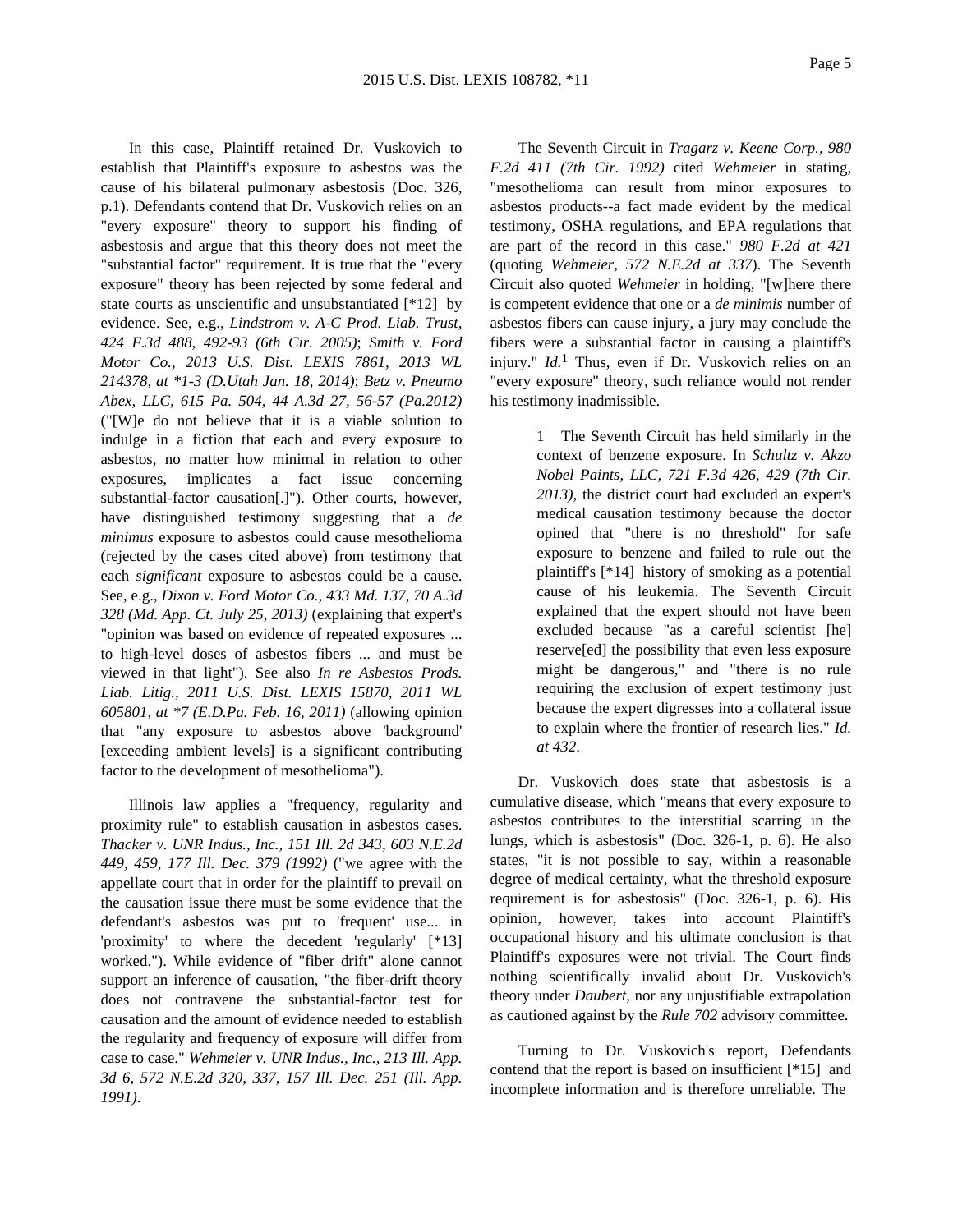In this case, Plaintiff retained Dr. Vuskovich to establish that Plaintiff's exposure to asbestos was the cause of his bilateral pulmonary asbestosis (Doc. 326, p.1). Defendants contend that Dr. Vuskovich relies on an "every exposure" theory to support his finding of asbestosis and argue that this theory does not meet the "substantial factor" requirement. It is true that the "every exposure" theory has been rejected by some federal and state courts as unscientific and unsubstantiated [*12] by evidence. See, e.g., *Lindstrom v. A-C Prod. Liab. Trust, 424 F.3d 488, 492-93 (6th Cir. 2005)*; *Smith v. Ford Motor Co., 2013 U.S. Dist. LEXIS 7861, 2013 WL 214378, at *1-3 (D.Utah Jan. 18, 2014)*; *Betz v. Pneumo Abex, LLC, 615 Pa. 504, 44 A.3d 27, 56-57 (Pa.2012)* ("[W]e do not believe that it is a viable solution to indulge in a fiction that each and every exposure to asbestos, no matter how minimal in relation to other exposures, implicates a fact issue concerning substantial-factor causation[.]"). Other courts, however, have distinguished testimony suggesting that a *de minimus* exposure to asbestos could cause mesothelioma (rejected by the cases cited above) from testimony that each *significant* exposure to asbestos could be a cause. See, e.g., *Dixon v. Ford Motor Co., 433 Md. 137, 70 A.3d 328 (Md. App. Ct. July 25, 2013)* (explaining that expert's "opinion was based on evidence of repeated exposures ... to high-level doses of asbestos fibers ... and must be viewed in that light"). See also *In re Asbestos Prods. Liab. Litig., 2011 U.S. Dist. LEXIS 15870, 2011 WL 605801, at *7 (E.D.Pa. Feb. 16, 2011)* (allowing opinion that "any exposure to asbestos above 'background' [exceeding ambient levels] is a significant contributing factor to the development of mesothelioma").

Illinois law applies a "frequency, regularity and proximity rule" to establish causation in asbestos cases. *Thacker v. UNR Indus., Inc., 151 Ill. 2d 343, 603 N.E.2d 449, 459, 177 Ill. Dec. 379 (1992)* ("we agree with the appellate court that in order for the plaintiff to prevail on the causation issue there must be some evidence that the defendant's asbestos was put to 'frequent' use... in 'proximity' to where the decedent 'regularly' [*13] worked."). While evidence of "fiber drift" alone cannot support an inference of causation, "the fiber-drift theory does not contravene the substantial-factor test for causation and the amount of evidence needed to establish the regularity and frequency of exposure will differ from case to case." *Wehmeier v. UNR Indus., Inc., 213 Ill. App. 3d 6, 572 N.E.2d 320, 337, 157 Ill. Dec. 251 (Ill. App. 1991)*.

The Seventh Circuit in *Tragarz v. Keene Corp., 980 F.2d 411 (7th Cir. 1992)* cited *Wehmeier* in stating, "mesothelioma can result from minor exposures to asbestos products--a fact made evident by the medical testimony, OSHA regulations, and EPA regulations that are part of the record in this case." *980 F.2d at 421* (quoting *Wehmeier, 572 N.E.2d at 337*). The Seventh Circuit also quoted *Wehmeier* in holding, "[w]here there is competent evidence that one or a *de minimis* number of asbestos fibers can cause injury, a jury may conclude the fibers were a substantial factor in causing a plaintiff's injury." *Id.*[1] Thus, even if Dr. Vuskovich relies on an "every exposure" theory, such reliance would not render his testimony inadmissible.

> 1 The Seventh Circuit has held similarly in the context of benzene exposure. In *Schultz v. Akzo Nobel Paints, LLC, 721 F.3d 426, 429 (7th Cir. 2013)*, the district court had excluded an expert's medical causation testimony because the doctor opined that "there is no threshold" for safe exposure to benzene and failed to rule out the plaintiff's [*14] history of smoking as a potential cause of his leukemia. The Seventh Circuit explained that the expert should not have been excluded because "as a careful scientist [he] reserve[ed] the possibility that even less exposure might be dangerous," and "there is no rule requiring the exclusion of expert testimony just because the expert digresses into a collateral issue to explain where the frontier of research lies." *Id. at 432*.

Dr. Vuskovich does state that asbestosis is a cumulative disease, which "means that every exposure to asbestos contributes to the interstitial scarring in the lungs, which is asbestosis" (Doc. 326-1, p. 6). He also states, "it is not possible to say, within a reasonable degree of medical certainty, what the threshold exposure requirement is for asbestosis" (Doc. 326-1, p. 6). His opinion, however, takes into account Plaintiff's occupational history and his ultimate conclusion is that Plaintiff's exposures were not trivial. The Court finds nothing scientifically invalid about Dr. Vuskovich's theory under *Daubert*, nor any unjustifiable extrapolation as cautioned against by the *Rule 702* advisory committee.

Turning to Dr. Vuskovich's report, Defendants contend that the report is based on insufficient [*15] and incomplete information and is therefore unreliable. The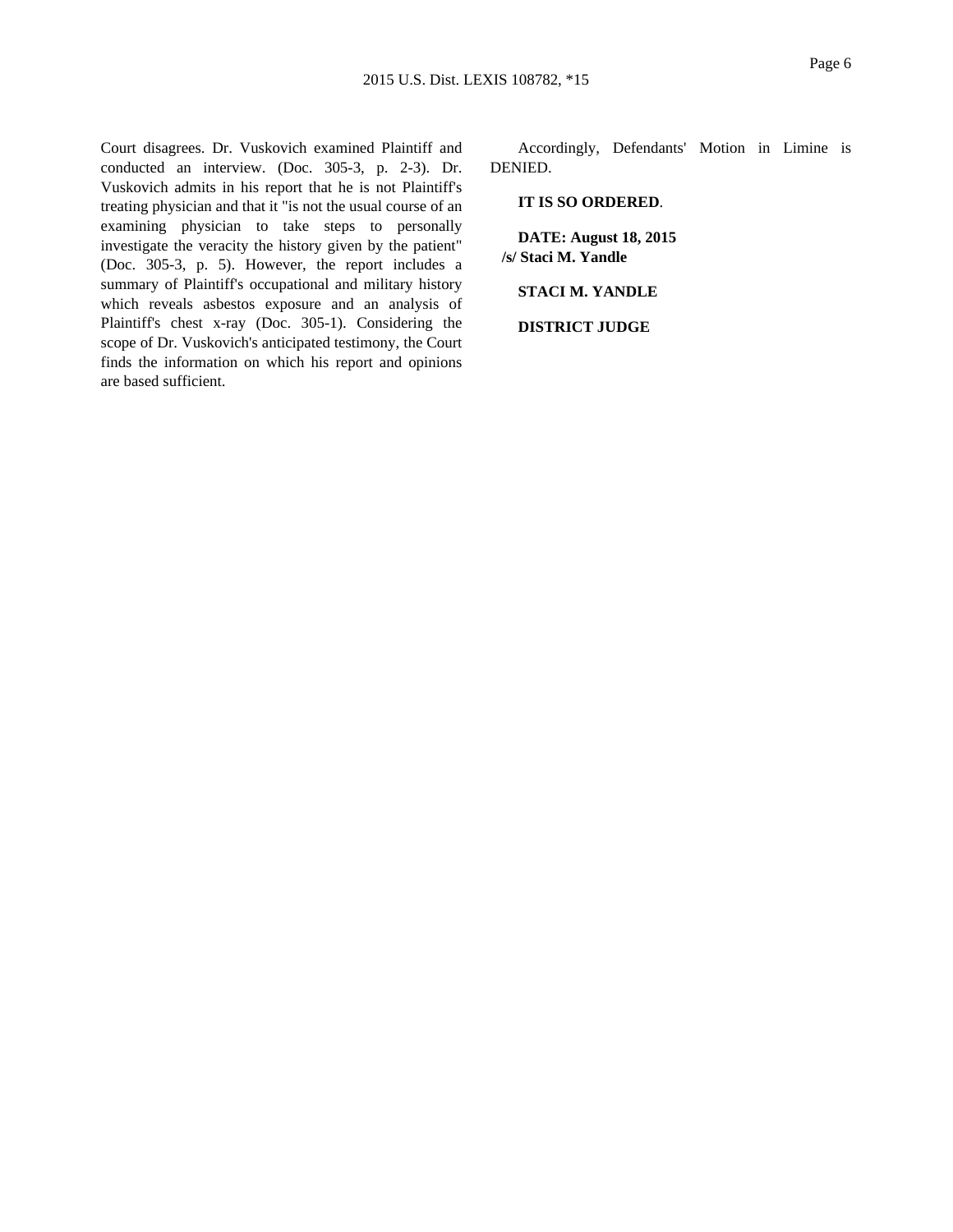Court disagrees. Dr. Vuskovich examined Plaintiff and conducted an interview. (Doc. 305-3, p. 2-3). Dr. Vuskovich admits in his report that he is not Plaintiff's treating physician and that it "is not the usual course of an examining physician to take steps to personally investigate the veracity the history given by the patient" (Doc. 305-3, p. 5). However, the report includes a summary of Plaintiff's occupational and military history which reveals asbestos exposure and an analysis of Plaintiff's chest x-ray (Doc. 305-1). Considering the scope of Dr. Vuskovich's anticipated testimony, the Court finds the information on which his report and opinions are based sufficient.

Accordingly, Defendants' Motion in Limine is DENIED.

**IT IS SO ORDERED**.

**DATE: August 18, 2015**

**/s/ Staci M. Yandle**

**STACI M. YANDLE**

**DISTRICT JUDGE**